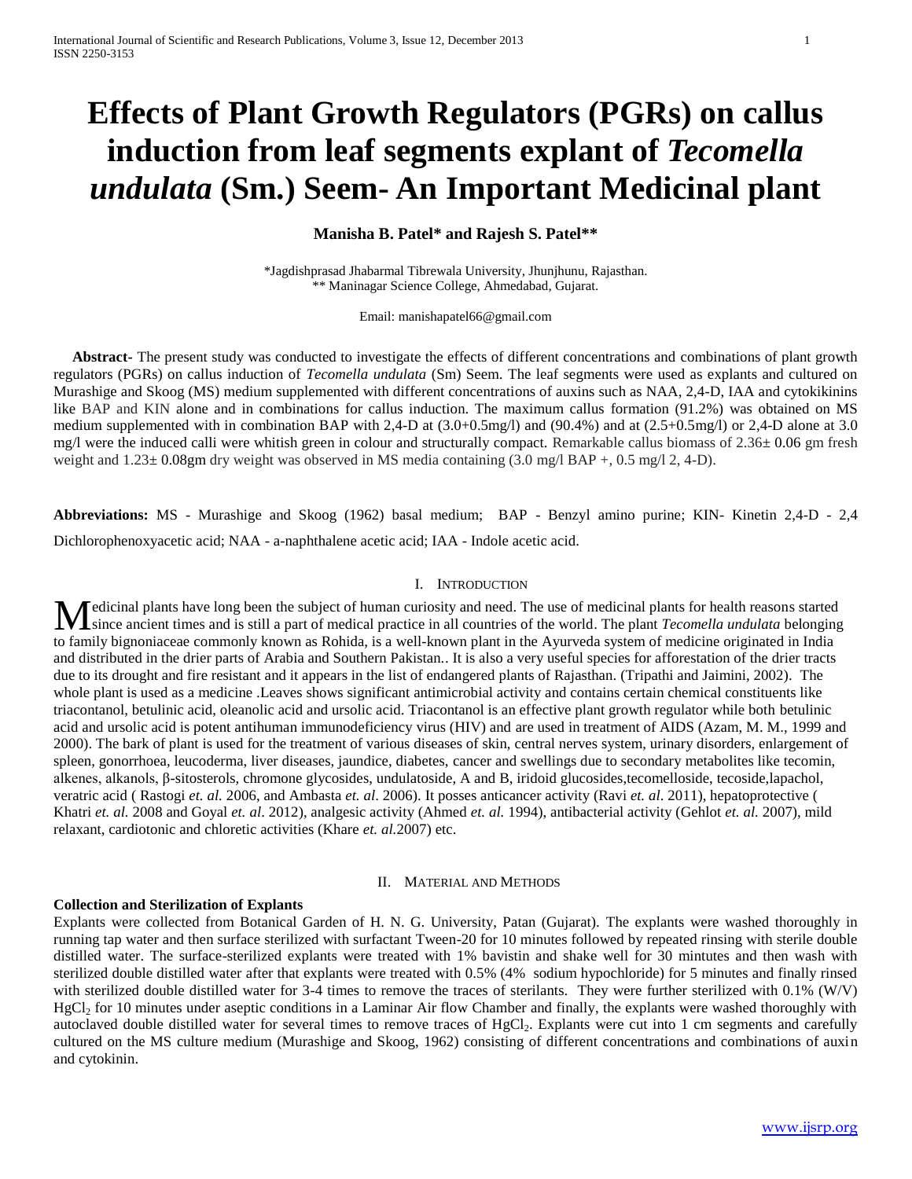# Effects of Plant Growth Regulators (PGRs) on callus induction from leaf segments explant of *Tecomella undulata* (Sm.) Seem- An Important Medicinal plant

**Manisha B. Patel* and Rajesh S. Patel****

*Jagdishprasad Jhabarmal Tibrewala University, Jhunjhunu, Rajasthan.
** Maninagar Science College, Ahmedabad, Gujarat.

Email: manishapatel66@gmail.com

**Abstract-** The present study was conducted to investigate the effects of different concentrations and combinations of plant growth regulators (PGRs) on callus induction of *Tecomella undulata* (Sm) Seem. The leaf segments were used as explants and cultured on Murashige and Skoog (MS) medium supplemented with different concentrations of auxins such as NAA, 2,4-D, IAA and cytokikinins like BAP and KIN alone and in combinations for callus induction. The maximum callus formation (91.2%) was obtained on MS medium supplemented with in combination BAP with 2,4-D at (3.0+0.5mg/l) and (90.4%) and at (2.5+0.5mg/l) or 2,4-D alone at 3.0 mg/l were the induced calli were whitish green in colour and structurally compact. Remarkable callus biomass of 2.36± 0.06 gm fresh weight and 1.23± 0.08gm dry weight was observed in MS media containing (3.0 mg/l BAP +, 0.5 mg/l 2, 4-D).

**Abbreviations:** MS - Murashige and Skoog (1962) basal medium; BAP - Benzyl amino purine; KIN- Kinetin 2,4-D - 2,4 Dichlorophenoxyacetic acid; NAA - a-naphthalene acetic acid; IAA - Indole acetic acid.

## I. INTRODUCTION

Medicinal plants have long been the subject of human curiosity and need. The use of medicinal plants for health reasons started since ancient times and is still a part of medical practice in all countries of the world. The plant *Tecomella undulata* belonging to family bignoniaceae commonly known as Rohida, is a well-known plant in the Ayurveda system of medicine originated in India and distributed in the drier parts of Arabia and Southern Pakistan.. It is also a very useful species for afforestation of the drier tracts due to its drought and fire resistant and it appears in the list of endangered plants of Rajasthan. (Tripathi and Jaimini, 2002). The whole plant is used as a medicine .Leaves shows significant antimicrobial activity and contains certain chemical constituents like triacontanol, betulinic acid, oleanolic acid and ursolic acid. Triacontanol is an effective plant growth regulator while both betulinic acid and ursolic acid is potent antihuman immunodeficiency virus (HIV) and are used in treatment of AIDS (Azam, M. M., 1999 and 2000). The bark of plant is used for the treatment of various diseases of skin, central nerves system, urinary disorders, enlargement of spleen, gonorrhoea, leucoderma, liver diseases, jaundice, diabetes, cancer and swellings due to secondary metabolites like tecomin, alkenes, alkanols, β-sitosterols, chromone glycosides, undulatoside, A and B, iridoid glucosides,tecomelloside, tecoside,lapachol, veratric acid ( Rastogi *et. al.* 2006, and Ambasta *et. al*. 2006). It posses anticancer activity (Ravi *et. al*. 2011), hepatoprotective ( Khatri *et. al.* 2008 and Goyal *et. al*. 2012), analgesic activity (Ahmed *et. al.* 1994), antibacterial activity (Gehlot *et. al.* 2007), mild relaxant, cardiotonic and chloretic activities (Khare *et. al.*2007) etc.

## II. MATERIAL AND METHODS

**Collection and Sterilization of Explants**

Explants were collected from Botanical Garden of H. N. G. University, Patan (Gujarat). The explants were washed thoroughly in running tap water and then surface sterilized with surfactant Tween-20 for 10 minutes followed by repeated rinsing with sterile double distilled water. The surface-sterilized explants were treated with 1% bavistin and shake well for 30 mintutes and then wash with sterilized double distilled water after that explants were treated with 0.5% (4% sodium hypochloride) for 5 minutes and finally rinsed with sterilized double distilled water for 3-4 times to remove the traces of sterilants. They were further sterilized with 0.1% (W/V) $HgCl_2$ for 10 minutes under aseptic conditions in a Laminar Air flow Chamber and finally, the explants were washed thoroughly with autoclaved double distilled water for several times to remove traces of $HgCl_2$. Explants were cut into 1 cm segments and carefully cultured on the MS culture medium (Murashige and Skoog, 1962) consisting of different concentrations and combinations of auxin and cytokinin.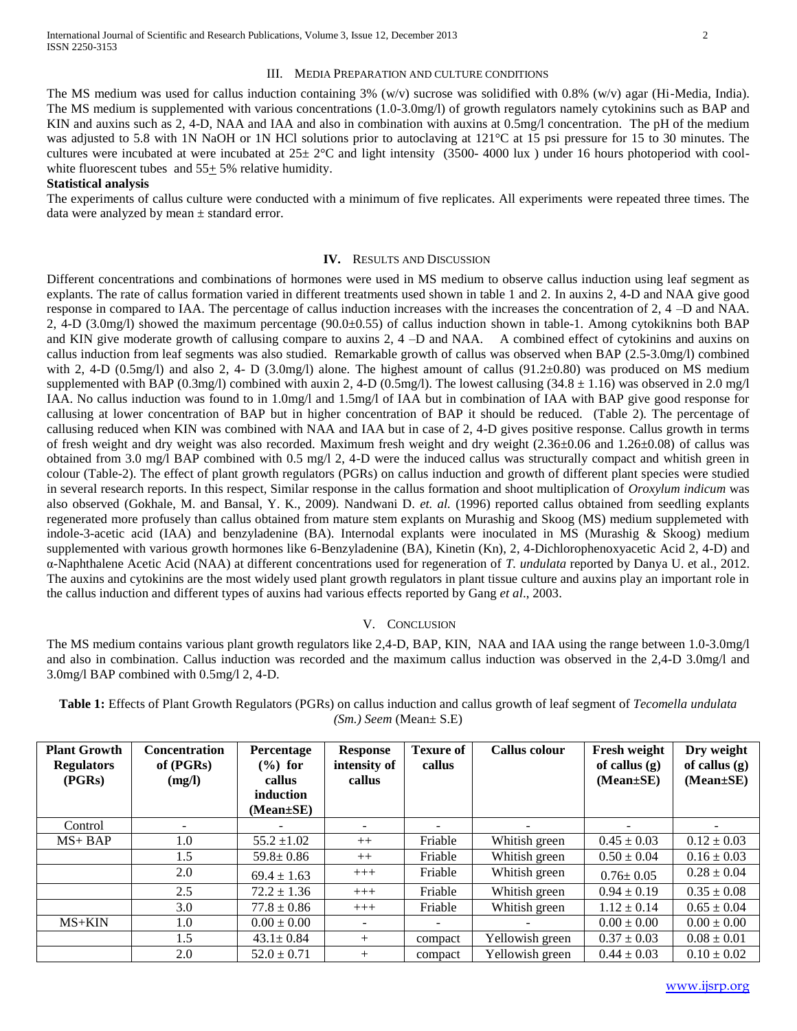### III. Media Preparation and Culture Conditions

The MS medium was used for callus induction containing 3% (w/v) sucrose was solidified with 0.8% (w/v) agar (Hi-Media, India). The MS medium is supplemented with various concentrations (1.0-3.0mg/l) of growth regulators namely cytokinins such as BAP and KIN and auxins such as 2, 4-D, NAA and IAA and also in combination with auxins at 0.5mg/l concentration. The pH of the medium was adjusted to 5.8 with 1N NaOH or 1N HCl solutions prior to autoclaving at 121°C at 15 psi pressure for 15 to 30 minutes. The cultures were incubated at were incubated at 25± 2°C and light intensity (3500- 4000 lux ) under 16 hours photoperiod with cool-white fluorescent tubes and 55± 5% relative humidity.

**Statistical analysis**

The experiments of callus culture were conducted with a minimum of five replicates. All experiments were repeated three times. The data were analyzed by mean ± standard error.

### IV. Results and Discussion

Different concentrations and combinations of hormones were used in MS medium to observe callus induction using leaf segment as explants. The rate of callus formation varied in different treatments used shown in table 1 and 2. In auxins 2, 4-D and NAA give good response in compared to IAA. The percentage of callus induction increases with the increases the concentration of 2, 4 –D and NAA. 2, 4-D (3.0mg/l) showed the maximum percentage (90.0±0.55) of callus induction shown in table-1. Among cytokiknins both BAP and KIN give moderate growth of callusing compare to auxins 2, 4 –D and NAA. A combined effect of cytokinins and auxins on callus induction from leaf segments was also studied. Remarkable growth of callus was observed when BAP (2.5-3.0mg/l) combined with 2, 4-D (0.5mg/l) and also 2, 4- D (3.0mg/l) alone. The highest amount of callus (91.2±0.80) was produced on MS medium supplemented with BAP (0.3mg/l) combined with auxin 2, 4-D (0.5mg/l). The lowest callusing (34.8 ± 1.16) was observed in 2.0 mg/l IAA. No callus induction was found to in 1.0mg/l and 1.5mg/l of IAA but in combination of IAA with BAP give good response for callusing at lower concentration of BAP but in higher concentration of BAP it should be reduced. (Table 2). The percentage of callusing reduced when KIN was combined with NAA and IAA but in case of 2, 4-D gives positive response. Callus growth in terms of fresh weight and dry weight was also recorded. Maximum fresh weight and dry weight (2.36±0.06 and 1.26±0.08) of callus was obtained from 3.0 mg/l BAP combined with 0.5 mg/l 2, 4-D were the induced callus was structurally compact and whitish green in colour (Table-2). The effect of plant growth regulators (PGRs) on callus induction and growth of different plant species were studied in several research reports. In this respect, Similar response in the callus formation and shoot multiplication of *Oroxylum indicum* was also observed (Gokhale, M. and Bansal, Y. K., 2009). Nandwani D. *et. al.* (1996) reported callus obtained from seedling explants regenerated more profusely than callus obtained from mature stem explants on Murashig and Skoog (MS) medium supplemeted with indole-3-acetic acid (IAA) and benzyladenine (BA). Internodal explants were inoculated in MS (Murashig & Skoog) medium supplemented with various growth hormones like 6-Benzyladenine (BA), Kinetin (Kn), 2, 4-Dichlorophenoxyacetic Acid 2, 4-D) and α-Naphthalene Acetic Acid (NAA) at different concentrations used for regeneration of *T. undulata* reported by Danya U. et al., 2012. The auxins and cytokinins are the most widely used plant growth regulators in plant tissue culture and auxins play an important role in the callus induction and different types of auxins had various effects reported by Gang *et al*., 2003.

### V. Conclusion

The MS medium contains various plant growth regulators like 2,4-D, BAP, KIN, NAA and IAA using the range between 1.0-3.0mg/l and also in combination. Callus induction was recorded and the maximum callus induction was observed in the 2,4-D 3.0mg/l and 3.0mg/l BAP combined with 0.5mg/l 2, 4-D.

**Table 1:** Effects of Plant Growth Regulators (PGRs) on callus induction and callus growth of leaf segment of *Tecomella undulata (Sm.) Seem* (Mean± S.E)

| Plant Growth Regulators (PGRs) | Concentration of (PGRs) (mg/l) | Percentage (%) for callus induction (Mean±SE) | Response intensity of callus | Texure of callus | Callus colour | Fresh weight of callus (g) (Mean±SE) | Dry weight of callus (g) (Mean±SE) |
|---|---|---|---|---|---|---|---|
| Control | - | - | - | - | - | - | - |
| MS+ BAP | 1.0 | 55.2 ±1.02 | ++ | Friable | Whitish green | 0.45 ± 0.03 | 0.12 ± 0.03 |
| | 1.5 | 59.8± 0.86 | ++ | Friable | Whitish green | 0.50 ± 0.04 | 0.16 ± 0.03 |
| | 2.0 | 69.4 ± 1.63 | +++ | Friable | Whitish green | 0.76± 0.05 | 0.28 ± 0.04 |
| | 2.5 | 72.2 ± 1.36 | +++ | Friable | Whitish green | 0.94 ± 0.19 | 0.35 ± 0.08 |
| | 3.0 | 77.8 ± 0.86 | +++ | Friable | Whitish green | 1.12 ± 0.14 | 0.65 ± 0.04 |
| MS+KIN | 1.0 | 0.00 ± 0.00 | - | - | - | 0.00 ± 0.00 | 0.00 ± 0.00 |
| | 1.5 | 43.1± 0.84 | + | compact | Yellowish green | 0.37 ± 0.03 | 0.08 ± 0.01 |
| | 2.0 | 52.0 ± 0.71 | + | compact | Yellowish green | 0.44 ± 0.03 | 0.10 ± 0.02 |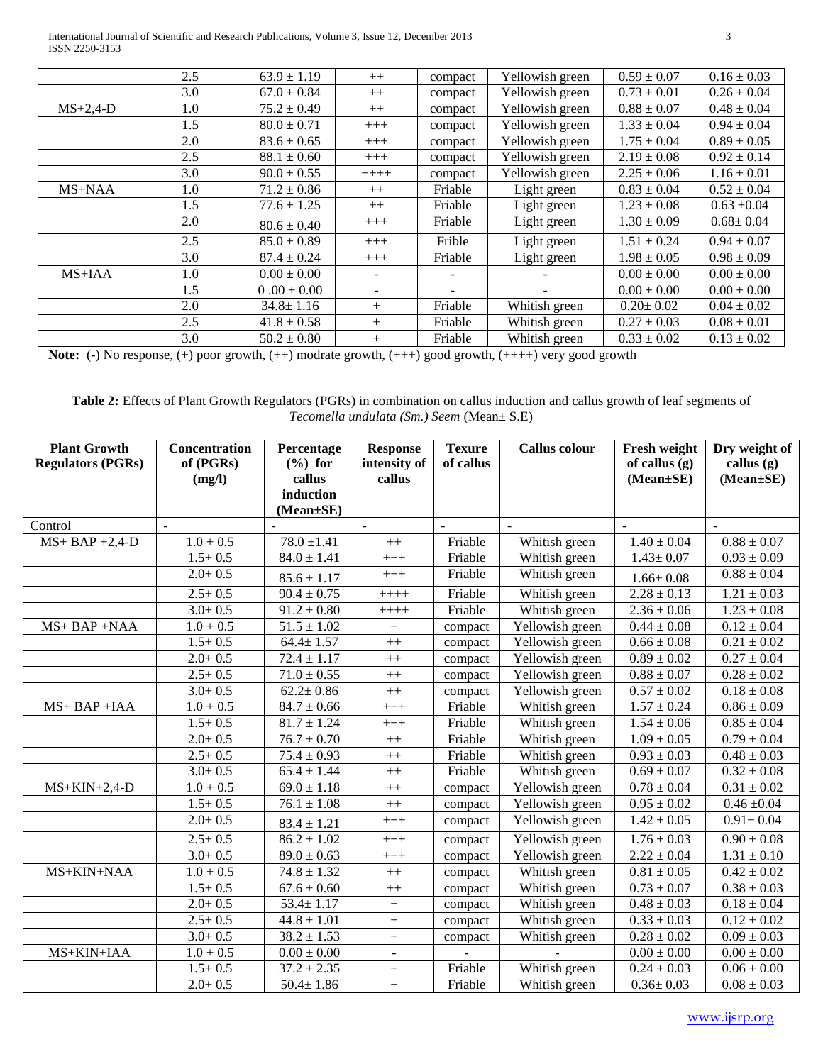| | | | | | | | |
|---|---|---|---|---|---|---|---|
| | 2.5 | 63.9 ± 1.19 | ++ | compact | Yellowish green | 0.59 ± 0.07 | 0.16 ± 0.03 |
| | 3.0 | 67.0 ± 0.84 | ++ | compact | Yellowish green | 0.73 ± 0.01 | 0.26 ± 0.04 |
| MS+2,4-D | 1.0 | 75.2 ± 0.49 | ++ | compact | Yellowish green | 0.88 ± 0.07 | 0.48 ± 0.04 |
| | 1.5 | 80.0 ± 0.71 | +++ | compact | Yellowish green | 1.33 ± 0.04 | 0.94 ± 0.04 |
| | 2.0 | 83.6 ± 0.65 | +++ | compact | Yellowish green | 1.75 ± 0.04 | 0.89 ± 0.05 |
| | 2.5 | 88.1 ± 0.60 | +++ | compact | Yellowish green | 2.19 ± 0.08 | 0.92 ± 0.14 |
| | 3.0 | 90.0 ± 0.55 | ++++ | compact | Yellowish green | 2.25 ± 0.06 | 1.16 ± 0.01 |
| MS+NAA | 1.0 | 71.2 ± 0.86 | ++ | Friable | Light green | 0.83 ± 0.04 | 0.52 ± 0.04 |
| | 1.5 | 77.6 ± 1.25 | ++ | Friable | Light green | 1.23 ± 0.08 | 0.63 ±0.04 |
| | 2.0 | 80.6 ± 0.40 | +++ | Friable | Light green | 1.30 ± 0.09 | 0.68± 0.04 |
| | 2.5 | 85.0 ± 0.89 | +++ | Frible | Light green | 1.51 ± 0.24 | 0.94 ± 0.07 |
| | 3.0 | 87.4 ± 0.24 | +++ | Friable | Light green | 1.98 ± 0.05 | 0.98 ± 0.09 |
| MS+IAA | 1.0 | 0.00 ± 0.00 | - | - | - | 0.00 ± 0.00 | 0.00 ± 0.00 |
| | 1.5 | 0 .00 ± 0.00 | - | - | - | 0.00 ± 0.00 | 0.00 ± 0.00 |
| | 2.0 | 34.8± 1.16 | + | Friable | Whitish green | 0.20± 0.02 | 0.04 ± 0.02 |
| | 2.5 | 41.8 ± 0.58 | + | Friable | Whitish green | 0.27 ± 0.03 | 0.08 ± 0.01 |
| | 3.0 | 50.2 ± 0.80 | + | Friable | Whitish green | 0.33 ± 0.02 | 0.13 ± 0.02 |

**Note:** (-) No response, (+) poor growth, (++) modrate growth, (+++) good growth, (++++) very good growth

**Table 2:** Effects of Plant Growth Regulators (PGRs) in combination on callus induction and callus growth of leaf segments of *Tecomella undulata (Sm.) Seem* (Mean± S.E)

| Plant Growth Regulators (PGRs) | Concentration of (PGRs) (mg/l) | Percentage (%) for callus induction (Mean±SE) | Response intensity of callus | Texure of callus | Callus colour | Fresh weight of callus (g) (Mean±SE) | Dry weight of callus (g) (Mean±SE) |
|---|---|---|---|---|---|---|---|
| Control | - | - | - | - | - | - | - |
| MS+ BAP +2,4-D | 1.0 + 0.5 | 78.0 ±1.41 | ++ | Friable | Whitish green | 1.40 ± 0.04 | 0.88 ± 0.07 |
| | 1.5+ 0.5 | 84.0 ± 1.41 | +++ | Friable | Whitish green | 1.43± 0.07 | 0.93 ± 0.09 |
| | 2.0+ 0.5 | 85.6 ± 1.17 | +++ | Friable | Whitish green | 1.66± 0.08 | 0.88 ± 0.04 |
| | 2.5+ 0.5 | 90.4 ± 0.75 | ++++ | Friable | Whitish green | 2.28 ± 0.13 | 1.21 ± 0.03 |
| | 3.0+ 0.5 | 91.2 ± 0.80 | ++++ | Friable | Whitish green | 2.36 ± 0.06 | 1.23 ± 0.08 |
| MS+ BAP +NAA | 1.0 + 0.5 | 51.5 ± 1.02 | + | compact | Yellowish green | 0.44 ± 0.08 | 0.12 ± 0.04 |
| | 1.5+ 0.5 | 64.4± 1.57 | ++ | compact | Yellowish green | 0.66 ± 0.08 | 0.21 ± 0.02 |
| | 2.0+ 0.5 | 72.4 ± 1.17 | ++ | compact | Yellowish green | 0.89 ± 0.02 | 0.27 ± 0.04 |
| | 2.5+ 0.5 | 71.0 ± 0.55 | ++ | compact | Yellowish green | 0.88 ± 0.07 | 0.28 ± 0.02 |
| | 3.0+ 0.5 | 62.2± 0.86 | ++ | compact | Yellowish green | 0.57 ± 0.02 | 0.18 ± 0.08 |
| MS+ BAP +IAA | 1.0 + 0.5 | 84.7 ± 0.66 | +++ | Friable | Whitish green | 1.57 ± 0.24 | 0.86 ± 0.09 |
| | 1.5+ 0.5 | 81.7 ± 1.24 | +++ | Friable | Whitish green | 1.54 ± 0.06 | 0.85 ± 0.04 |
| | 2.0+ 0.5 | 76.7 ± 0.70 | ++ | Friable | Whitish green | 1.09 ± 0.05 | 0.79 ± 0.04 |
| | 2.5+ 0.5 | 75.4 ± 0.93 | ++ | Friable | Whitish green | 0.93 ± 0.03 | 0.48 ± 0.03 |
| | 3.0+ 0.5 | 65.4 ± 1.44 | ++ | Friable | Whitish green | 0.69 ± 0.07 | 0.32 ± 0.08 |
| MS+KIN+2,4-D | 1.0 + 0.5 | 69.0 ± 1.18 | ++ | compact | Yellowish green | 0.78 ± 0.04 | 0.31 ± 0.02 |
| | 1.5+ 0.5 | 76.1 ± 1.08 | ++ | compact | Yellowish green | 0.95 ± 0.02 | 0.46 ±0.04 |
| | 2.0+ 0.5 | 83.4 ± 1.21 | +++ | compact | Yellowish green | 1.42 ± 0.05 | 0.91± 0.04 |
| | 2.5+ 0.5 | 86.2 ± 1.02 | +++ | compact | Yellowish green | 1.76 ± 0.03 | 0.90 ± 0.08 |
| | 3.0+ 0.5 | 89.0 ± 0.63 | +++ | compact | Yellowish green | 2.22 ± 0.04 | 1.31 ± 0.10 |
| MS+KIN+NAA | 1.0 + 0.5 | 74.8 ± 1.32 | ++ | compact | Whitish green | 0.81 ± 0.05 | 0.42 ± 0.02 |
| | 1.5+ 0.5 | 67.6 ± 0.60 | ++ | compact | Whitish green | 0.73 ± 0.07 | 0.38 ± 0.03 |
| | 2.0+ 0.5 | 53.4± 1.17 | + | compact | Whitish green | 0.48 ± 0.03 | 0.18 ± 0.04 |
| | 2.5+ 0.5 | 44.8 ± 1.01 | + | compact | Whitish green | 0.33 ± 0.03 | 0.12 ± 0.02 |
| | 3.0+ 0.5 | 38.2 ± 1.53 | + | compact | Whitish green | 0.28 ± 0.02 | 0.09 ± 0.03 |
| MS+KIN+IAA | 1.0 + 0.5 | 0.00 ± 0.00 | - | - | - | 0.00 ± 0.00 | 0.00 ± 0.00 |
| | 1.5+ 0.5 | 37.2 ± 2.35 | + | Friable | Whitish green | 0.24 ± 0.03 | 0.06 ± 0.00 |
| | 2.0+ 0.5 | 50.4± 1.86 | + | Friable | Whitish green | 0.36± 0.03 | 0.08 ± 0.03 |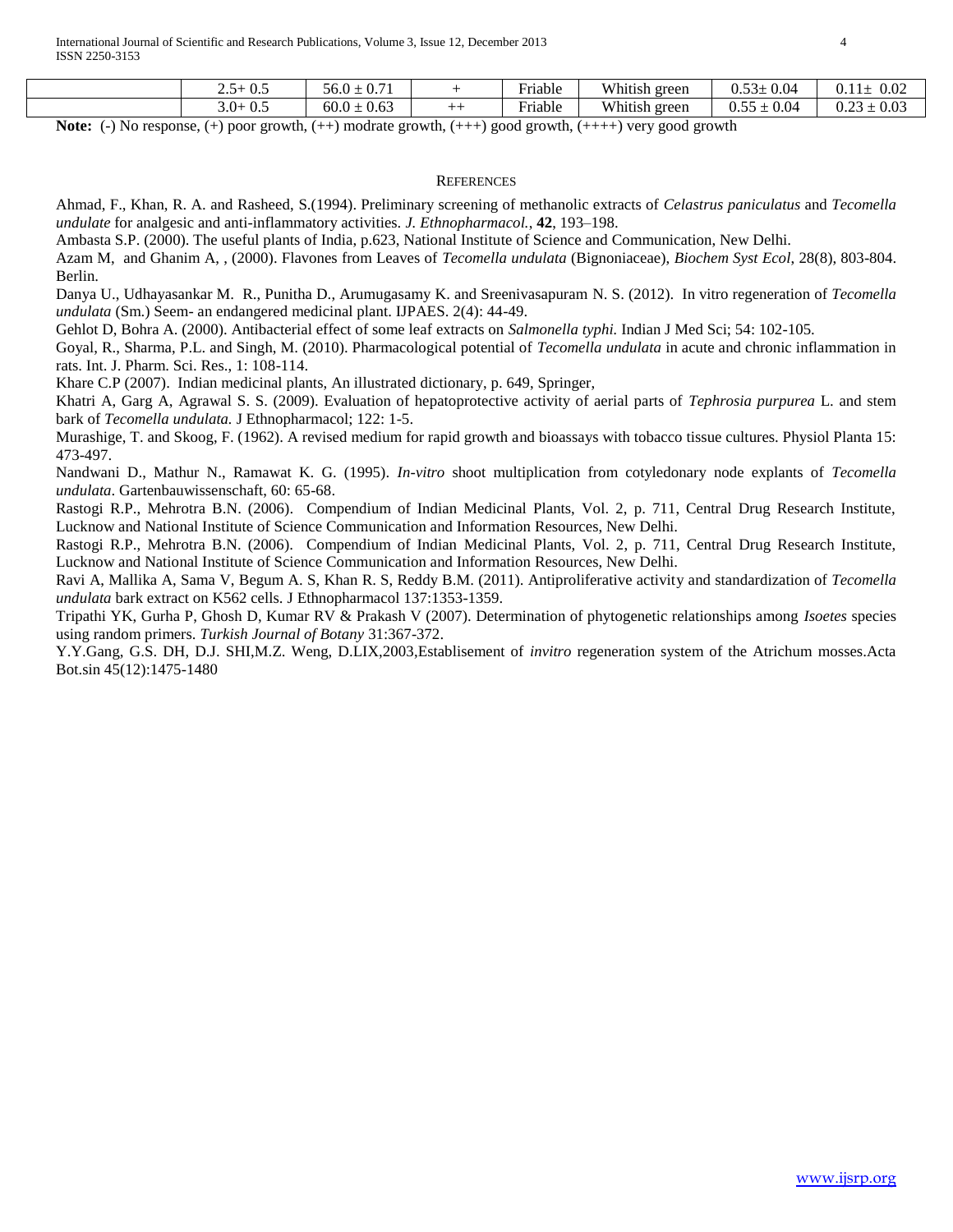| | | | | | | | |
|---|---|---|---|---|---|---|---|
| | 2.5+ 0.5 | 56.0 ± 0.71 | + | Friable | Whitish green | 0.53± 0.04 | 0.11± 0.02 |
| | 3.0+ 0.5 | 60.0 ± 0.63 | ++ | Friable | Whitish green | 0.55 ± 0.04 | 0.23 ± 0.03 |

**Note:** (-) No response, (+) poor growth, (++) modrate growth, (+++) good growth, (++++) very good growth

## REFERENCES

Ahmad, F., Khan, R. A. and Rasheed, S.(1994). Preliminary screening of methanolic extracts of *Celastrus paniculatus* and *Tecomella undulate* for analgesic and anti-inflammatory activities. *J. Ethnopharmacol.*, **42**, 193–198.

Ambasta S.P. (2000). The useful plants of India, p.623, National Institute of Science and Communication, New Delhi.

Azam M, and Ghanim A, , (2000). Flavones from Leaves of *Tecomella undulata* (Bignoniaceae), *Biochem Syst Ecol*, 28(8), 803-804. Berlin.

Danya U., Udhayasankar M. R., Punitha D., Arumugasamy K. and Sreenivasapuram N. S. (2012). In vitro regeneration of *Tecomella undulata* (Sm.) Seem- an endangered medicinal plant. IJPAES. 2(4): 44-49.

Gehlot D, Bohra A. (2000). Antibacterial effect of some leaf extracts on *Salmonella typhi.* Indian J Med Sci; 54: 102-105.

Goyal, R., Sharma, P.L. and Singh, M. (2010). Pharmacological potential of *Tecomella undulata* in acute and chronic inflammation in rats. Int. J. Pharm. Sci. Res., 1: 108-114.

Khare C.P (2007). Indian medicinal plants, An illustrated dictionary, p. 649, Springer,

Khatri A, Garg A, Agrawal S. S. (2009). Evaluation of hepatoprotective activity of aerial parts of *Tephrosia purpurea* L. and stem bark of *Tecomella undulata.* J Ethnopharmacol; 122: 1-5.

Murashige, T. and Skoog, F. (1962). A revised medium for rapid growth and bioassays with tobacco tissue cultures. Physiol Planta 15: 473-497.

Nandwani D., Mathur N., Ramawat K. G. (1995). *In-vitro* shoot multiplication from cotyledonary node explants of *Tecomella undulata*. Gartenbauwissenschaft, 60: 65-68.

Rastogi R.P., Mehrotra B.N. (2006). Compendium of Indian Medicinal Plants, Vol. 2, p. 711, Central Drug Research Institute, Lucknow and National Institute of Science Communication and Information Resources, New Delhi.

Rastogi R.P., Mehrotra B.N. (2006). Compendium of Indian Medicinal Plants, Vol. 2, p. 711, Central Drug Research Institute, Lucknow and National Institute of Science Communication and Information Resources, New Delhi.

Ravi A, Mallika A, Sama V, Begum A. S, Khan R. S, Reddy B.M. (2011). Antiproliferative activity and standardization of *Tecomella undulata* bark extract on K562 cells. J Ethnopharmacol 137:1353-1359.

Tripathi YK, Gurha P, Ghosh D, Kumar RV & Prakash V (2007). Determination of phytogenetic relationships among *Isoetes* species using random primers. *Turkish Journal of Botany* 31:367-372.

Y.Y.Gang, G.S. DH, D.J. SHI,M.Z. Weng, D.LIX,2003,Establisement of *invitro* regeneration system of the Atrichum mosses.Acta Bot.sin 45(12):1475-1480